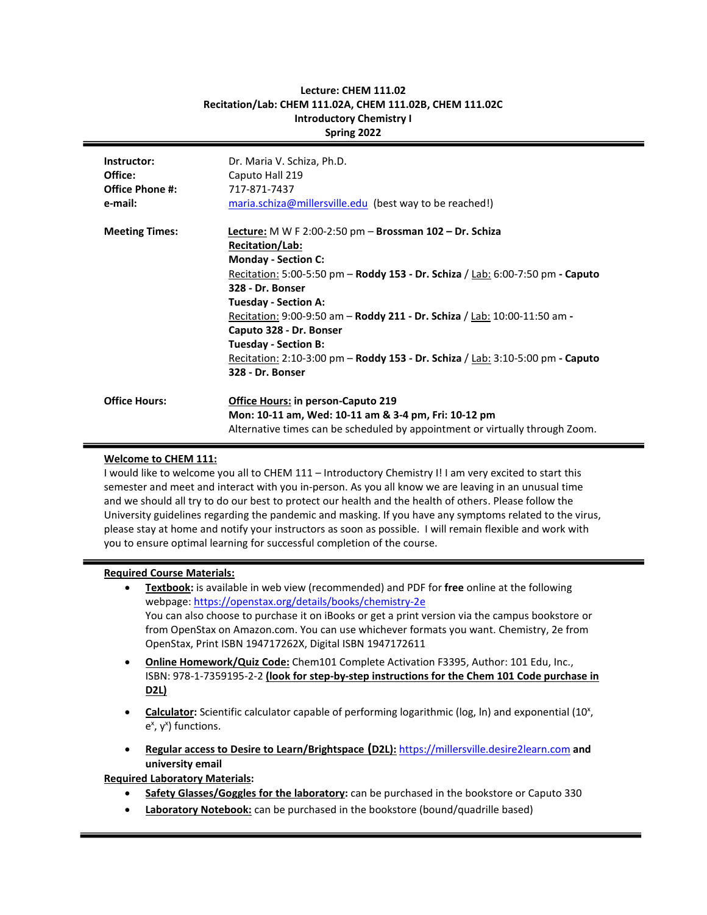**Lecture: CHEM 111.02**
**Recitation/Lab: CHEM 111.02A, CHEM 111.02B, CHEM 111.02C**
**Introductory Chemistry I**
**Spring 2022**

---

**Instructor:** Dr. Maria V. Schiza, Ph.D.
**Office:** Caputo Hall 219
**Office Phone #:** 717-871-7437
**e-mail:** maria.schiza@millersville.edu (best way to be reached!)

**Meeting Times:**
**Lecture:** M W F 2:00-2:50 pm – **Brossman 102 – Dr. Schiza**
**Recitation/Lab:**
**Monday - Section C:**
Recitation: 5:00-5:50 pm – **Roddy 153 - Dr. Schiza** / Lab: 6:00-7:50 pm **- Caputo 328 - Dr. Bonser**
**Tuesday - Section A:**
Recitation: 9:00-9:50 am – **Roddy 211 - Dr. Schiza** / Lab: 10:00-11:50 am **- Caputo 328 - Dr. Bonser**
**Tuesday - Section B:**
Recitation: 2:10-3:00 pm – **Roddy 153 - Dr. Schiza** / Lab: 3:10-5:00 pm **- Caputo 328 - Dr. Bonser**

**Office Hours:**
**Office Hours: in person-Caputo 219**
**Mon: 10-11 am, Wed: 10-11 am & 3-4 pm, Fri: 10-12 pm**
Alternative times can be scheduled by appointment or virtually through Zoom.

---

**Welcome to CHEM 111:**

I would like to welcome you all to CHEM 111 – Introductory Chemistry I! I am very excited to start this semester and meet and interact with you in-person. As you all know we are leaving in an unusual time and we should all try to do our best to protect our health and the health of others. Please follow the University guidelines regarding the pandemic and masking. If you have any symptoms related to the virus, please stay at home and notify your instructors as soon as possible. I will remain flexible and work with you to ensure optimal learning for successful completion of the course.

---

**Required Course Materials:**

- **Textbook:** is available in web view (recommended) and PDF for **free** online at the following webpage: https://openstax.org/details/books/chemistry-2e
  You can also choose to purchase it on iBooks or get a print version via the campus bookstore or from OpenStax on Amazon.com. You can use whichever formats you want. Chemistry, 2e from OpenStax, Print ISBN 194717262X, Digital ISBN 1947172611
- **Online Homework/Quiz Code:** Chem101 Complete Activation F3395, Author: 101 Edu, Inc., ISBN: 978-1-7359195-2-2 **(look for step-by-step instructions for the Chem 101 Code purchase in D2L)**
- **Calculator:** Scientific calculator capable of performing logarithmic (log, ln) and exponential ($10^x$, $e^x$, $y^x$) functions.
- **Regular access to Desire to Learn/Brightspace (D2L):** https://millersville.desire2learn.com **and university email**

**Required Laboratory Materials:**

- **Safety Glasses/Goggles for the laboratory:** can be purchased in the bookstore or Caputo 330
- **Laboratory Notebook:** can be purchased in the bookstore (bound/quadrille based)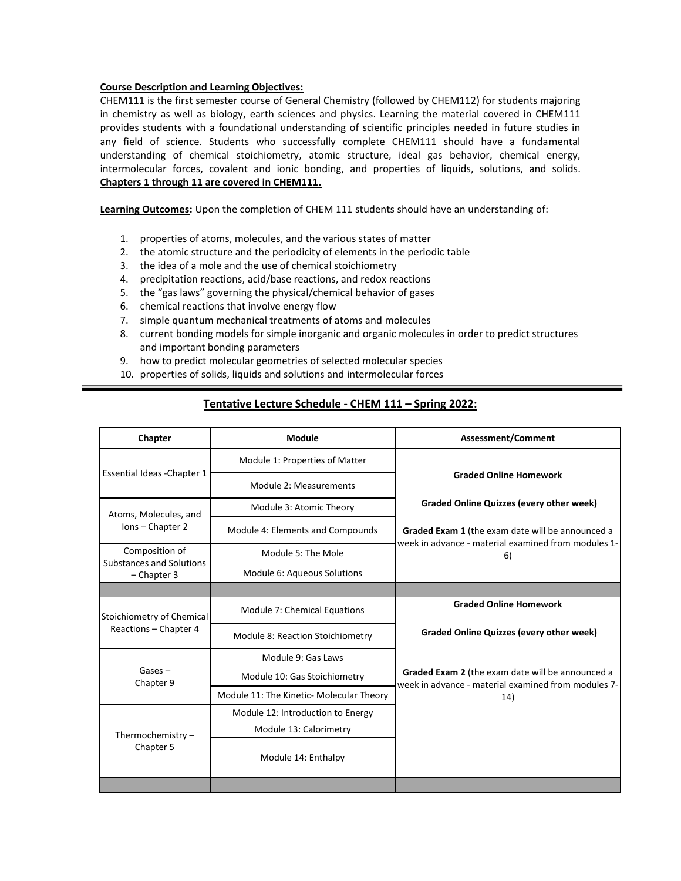**Course Description and Learning Objectives:**
CHEM111 is the first semester course of General Chemistry (followed by CHEM112) for students majoring in chemistry as well as biology, earth sciences and physics. Learning the material covered in CHEM111 provides students with a foundational understanding of scientific principles needed in future studies in any field of science. Students who successfully complete CHEM111 should have a fundamental understanding of chemical stoichiometry, atomic structure, ideal gas behavior, chemical energy, intermolecular forces, covalent and ionic bonding, and properties of liquids, solutions, and solids. **Chapters 1 through 11 are covered in CHEM111.**

**Learning Outcomes:** Upon the completion of CHEM 111 students should have an understanding of:

1. properties of atoms, molecules, and the various states of matter
2. the atomic structure and the periodicity of elements in the periodic table
3. the idea of a mole and the use of chemical stoichiometry
4. precipitation reactions, acid/base reactions, and redox reactions
5. the "gas laws" governing the physical/chemical behavior of gases
6. chemical reactions that involve energy flow
7. simple quantum mechanical treatments of atoms and molecules
8. current bonding models for simple inorganic and organic molecules in order to predict structures and important bonding parameters
9. how to predict molecular geometries of selected molecular species
10. properties of solids, liquids and solutions and intermolecular forces

---

## Tentative Lecture Schedule - CHEM 111 – Spring 2022:

| Chapter | Module | Assessment/Comment |
|---|---|---|
| Essential Ideas -Chapter 1 | Module 1: Properties of Matter | **Graded Online Homework**<br><br>**Graded Online Quizzes (every other week)**<br><br>**Graded Exam 1** (the exam date will be announced a week in advance - material examined from modules 1-6) |
| | Module 2: Measurements | |
| Atoms, Molecules, and Ions – Chapter 2 | Module 3: Atomic Theory | |
| | Module 4: Elements and Compounds | |
| Composition of Substances and Solutions – Chapter 3 | Module 5: The Mole | |
| | Module 6: Aqueous Solutions | |
| | | |
| Stoichiometry of Chemical Reactions – Chapter 4 | Module 7: Chemical Equations | **Graded Online Homework**<br><br>**Graded Online Quizzes (every other week)**<br><br>**Graded Exam 2** (the exam date will be announced a week in advance - material examined from modules 7-14) |
| | Module 8: Reaction Stoichiometry | |
| Gases – Chapter 9 | Module 9: Gas Laws | |
| | Module 10: Gas Stoichiometry | |
| | Module 11: The Kinetic- Molecular Theory | |
| Thermochemistry – Chapter 5 | Module 12: Introduction to Energy | |
| | Module 13: Calorimetry | |
| | Module 14: Enthalpy | |
| | | |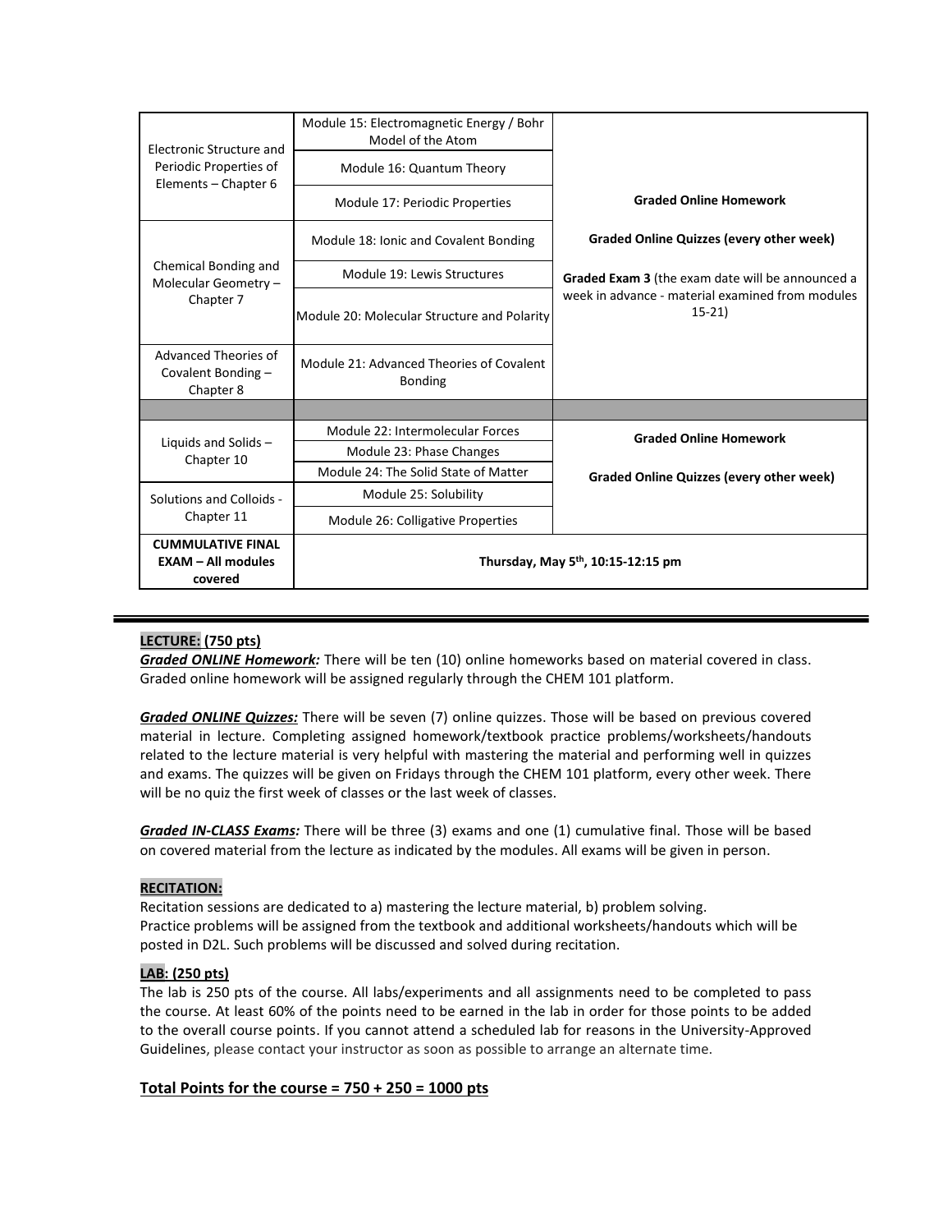| | | |
|---|---|---|
| Electronic Structure and Periodic Properties of Elements – Chapter 6 | Module 15: Electromagnetic Energy / Bohr Model of the Atom | **Graded Online Homework**<br><br>**Graded Online Quizzes (every other week)**<br><br>**Graded Exam 3** (the exam date will be announced a week in advance - material examined from modules 15-21) |
| | Module 16: Quantum Theory | |
| | Module 17: Periodic Properties | |
| Chemical Bonding and Molecular Geometry – Chapter 7 | Module 18: Ionic and Covalent Bonding | |
| | Module 19: Lewis Structures | |
| | Module 20: Molecular Structure and Polarity | |
| Advanced Theories of Covalent Bonding – Chapter 8 | Module 21: Advanced Theories of Covalent Bonding | |
| | | |
| Liquids and Solids – Chapter 10 | Module 22: Intermolecular Forces | **Graded Online Homework**<br><br>**Graded Online Quizzes (every other week)** |
| | Module 23: Phase Changes | |
| | Module 24: The Solid State of Matter | |
| Solutions and Colloids - Chapter 11 | Module 25: Solubility | |
| | Module 26: Colligative Properties | |
| **CUMMULATIVE FINAL EXAM – All modules covered** | **Thursday, May 5th, 10:15-12:15 pm** | |

---

**LECTURE: (750 pts)**

***Graded ONLINE Homework:*** There will be ten (10) online homeworks based on material covered in class. Graded online homework will be assigned regularly through the CHEM 101 platform.

***Graded ONLINE Quizzes:*** There will be seven (7) online quizzes. Those will be based on previous covered material in lecture. Completing assigned homework/textbook practice problems/worksheets/handouts related to the lecture material is very helpful with mastering the material and performing well in quizzes and exams. The quizzes will be given on Fridays through the CHEM 101 platform, every other week. There will be no quiz the first week of classes or the last week of classes.

***Graded IN-CLASS Exams:*** There will be three (3) exams and one (1) cumulative final. Those will be based on covered material from the lecture as indicated by the modules. All exams will be given in person.

**RECITATION:**

Recitation sessions are dedicated to a) mastering the lecture material, b) problem solving.
Practice problems will be assigned from the textbook and additional worksheets/handouts which will be posted in D2L. Such problems will be discussed and solved during recitation.

**LAB: (250 pts)**

The lab is 250 pts of the course. All labs/experiments and all assignments need to be completed to pass the course. At least 60% of the points need to be earned in the lab in order for those points to be added to the overall course points. If you cannot attend a scheduled lab for reasons in the University-Approved Guidelines, please contact your instructor as soon as possible to arrange an alternate time.

**Total Points for the course = 750 + 250 = 1000 pts**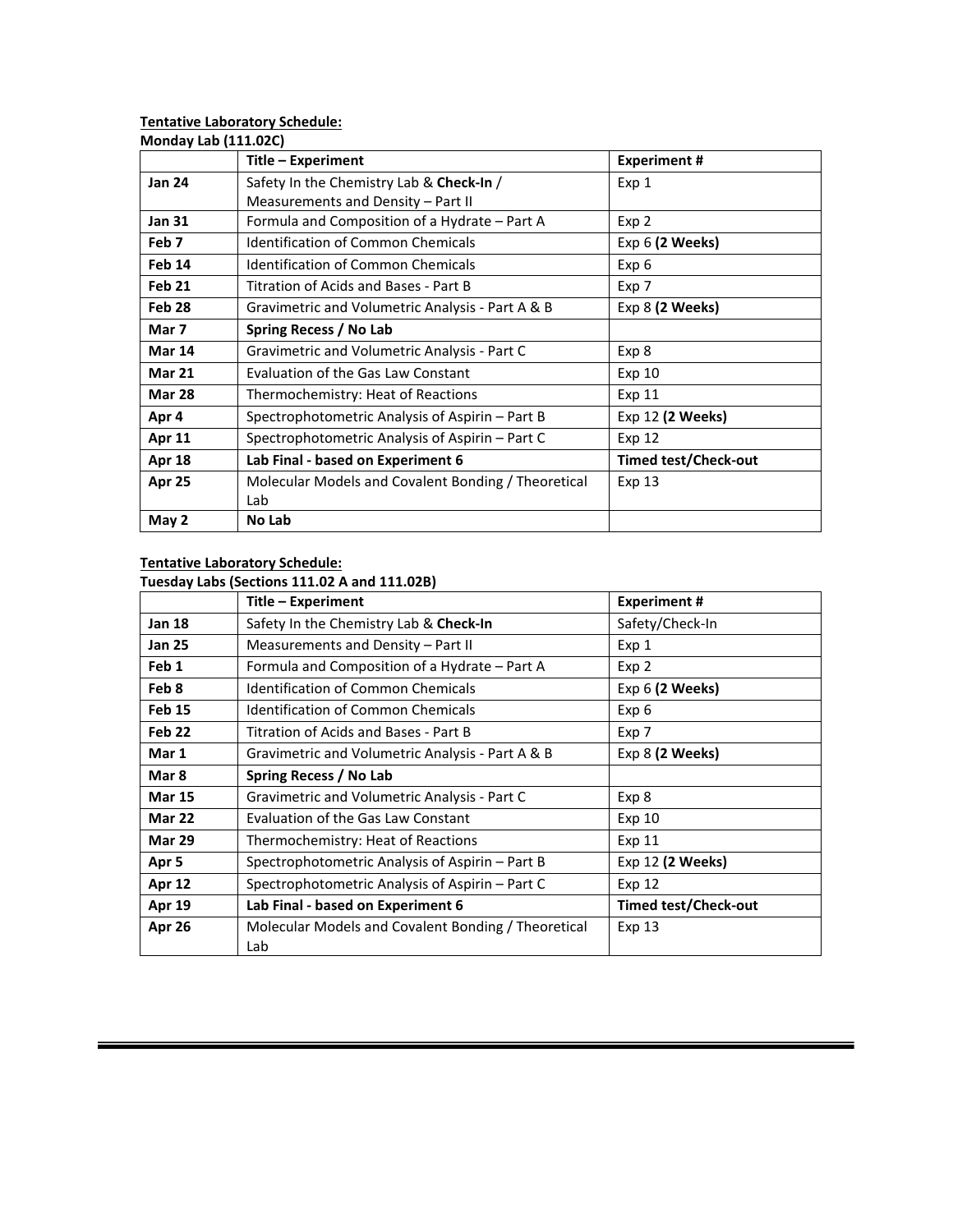**Tentative Laboratory Schedule:**

**Monday Lab (111.02C)**

| | Title – Experiment | Experiment # |
|---|---|---|
| **Jan 24** | Safety In the Chemistry Lab & **Check-In** / Measurements and Density – Part II | Exp 1 |
| **Jan 31** | Formula and Composition of a Hydrate – Part A | Exp 2 |
| **Feb 7** | Identification of Common Chemicals | Exp 6 **(2 Weeks)** |
| **Feb 14** | Identification of Common Chemicals | Exp 6 |
| **Feb 21** | Titration of Acids and Bases - Part B | Exp 7 |
| **Feb 28** | Gravimetric and Volumetric Analysis - Part A & B | Exp 8 **(2 Weeks)** |
| **Mar 7** | **Spring Recess / No Lab** | |
| **Mar 14** | Gravimetric and Volumetric Analysis - Part C | Exp 8 |
| **Mar 21** | Evaluation of the Gas Law Constant | Exp 10 |
| **Mar 28** | Thermochemistry: Heat of Reactions | Exp 11 |
| **Apr 4** | Spectrophotometric Analysis of Aspirin – Part B | Exp 12 **(2 Weeks)** |
| **Apr 11** | Spectrophotometric Analysis of Aspirin – Part C | Exp 12 |
| **Apr 18** | **Lab Final - based on Experiment 6** | **Timed test/Check-out** |
| **Apr 25** | Molecular Models and Covalent Bonding / Theoretical Lab | Exp 13 |
| **May 2** | **No Lab** | |

**Tentative Laboratory Schedule:**

**Tuesday Labs (Sections 111.02 A and 111.02B)**

| | Title – Experiment | Experiment # |
|---|---|---|
| **Jan 18** | Safety In the Chemistry Lab & **Check-In** | Safety/Check-In |
| **Jan 25** | Measurements and Density – Part II | Exp 1 |
| **Feb 1** | Formula and Composition of a Hydrate – Part A | Exp 2 |
| **Feb 8** | Identification of Common Chemicals | Exp 6 **(2 Weeks)** |
| **Feb 15** | Identification of Common Chemicals | Exp 6 |
| **Feb 22** | Titration of Acids and Bases - Part B | Exp 7 |
| **Mar 1** | Gravimetric and Volumetric Analysis - Part A & B | Exp 8 **(2 Weeks)** |
| **Mar 8** | **Spring Recess / No Lab** | |
| **Mar 15** | Gravimetric and Volumetric Analysis - Part C | Exp 8 |
| **Mar 22** | Evaluation of the Gas Law Constant | Exp 10 |
| **Mar 29** | Thermochemistry: Heat of Reactions | Exp 11 |
| **Apr 5** | Spectrophotometric Analysis of Aspirin – Part B | Exp 12 **(2 Weeks)** |
| **Apr 12** | Spectrophotometric Analysis of Aspirin – Part C | Exp 12 |
| **Apr 19** | **Lab Final - based on Experiment 6** | **Timed test/Check-out** |
| **Apr 26** | Molecular Models and Covalent Bonding / Theoretical Lab | Exp 13 |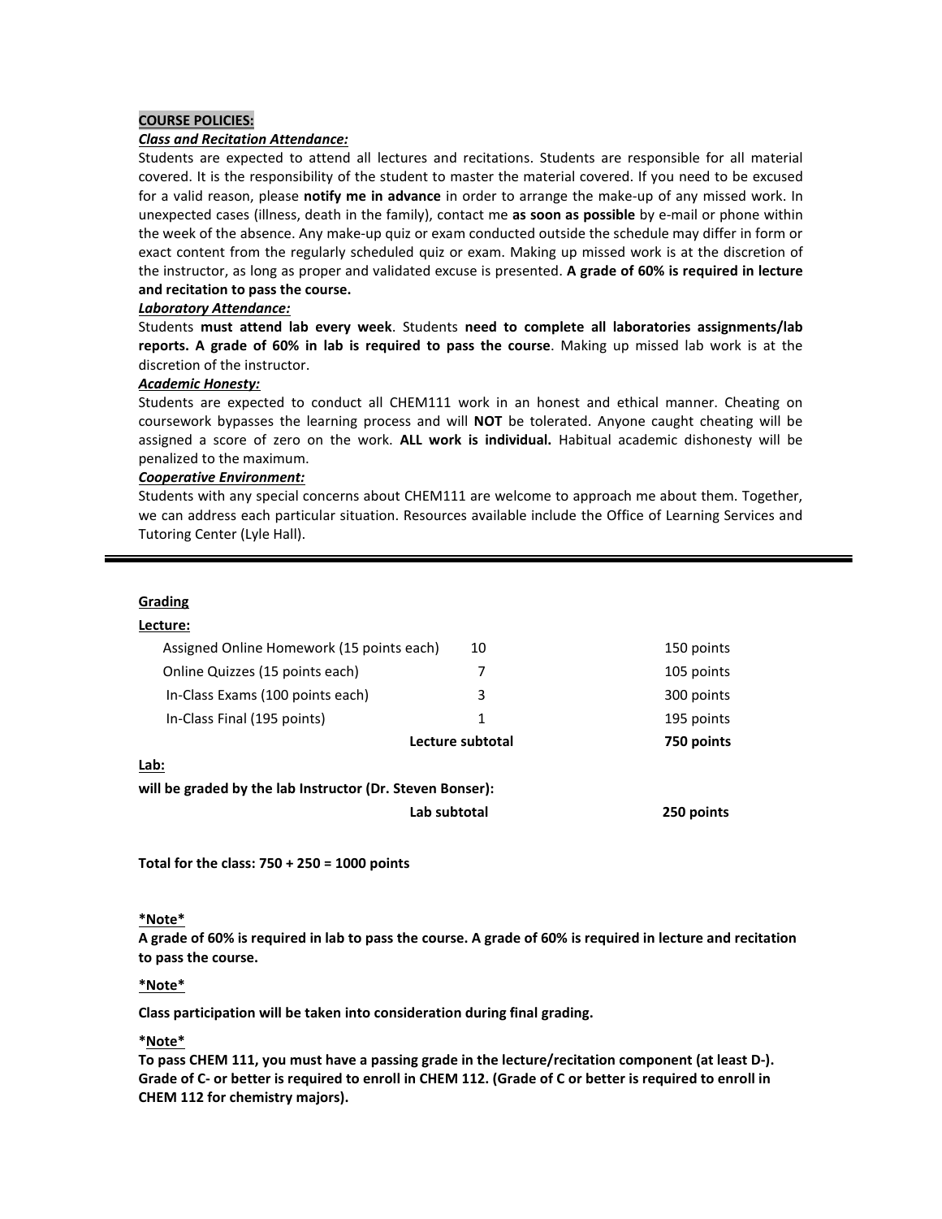**COURSE POLICIES:**

***Class and Recitation Attendance:***

Students are expected to attend all lectures and recitations. Students are responsible for all material covered. It is the responsibility of the student to master the material covered. If you need to be excused for a valid reason, please **notify me in advance** in order to arrange the make-up of any missed work. In unexpected cases (illness, death in the family), contact me **as soon as possible** by e-mail or phone within the week of the absence. Any make-up quiz or exam conducted outside the schedule may differ in form or exact content from the regularly scheduled quiz or exam. Making up missed work is at the discretion of the instructor, as long as proper and validated excuse is presented. **A grade of 60% is required in lecture and recitation to pass the course.**

***Laboratory Attendance:***

Students **must attend lab every week**. Students **need to complete all laboratories assignments/lab reports. A grade of 60% in lab is required to pass the course**. Making up missed lab work is at the discretion of the instructor.

***Academic Honesty:***

Students are expected to conduct all CHEM111 work in an honest and ethical manner. Cheating on coursework bypasses the learning process and will **NOT** be tolerated. Anyone caught cheating will be assigned a score of zero on the work. **ALL work is individual.** Habitual academic dishonesty will be penalized to the maximum.

***Cooperative Environment:***

Students with any special concerns about CHEM111 are welcome to approach me about them. Together, we can address each particular situation. Resources available include the Office of Learning Services and Tutoring Center (Lyle Hall).

---

**Grading**

**Lecture:**

| | | |
|---|---|---|
| Assigned Online Homework (15 points each) | 10 | 150 points |
| Online Quizzes (15 points each) | 7 | 105 points |
| In-Class Exams (100 points each) | 3 | 300 points |
| In-Class Final (195 points) | 1 | 195 points |
| | **Lecture subtotal** | **750 points** |

**Lab:**

**will be graded by the lab Instructor (Dr. Steven Bonser):**

| | | |
|---|---|---|
| | **Lab subtotal** | **250 points** |

**Total for the class: 750 + 250 = 1000 points**

**\*Note\***

**A grade of 60% is required in lab to pass the course. A grade of 60% is required in lecture and recitation to pass the course.**

**\*Note\***

**Class participation will be taken into consideration during final grading.**

**\*Note\***

**To pass CHEM 111, you must have a passing grade in the lecture/recitation component (at least D-). Grade of C- or better is required to enroll in CHEM 112. (Grade of C or better is required to enroll in CHEM 112 for chemistry majors).**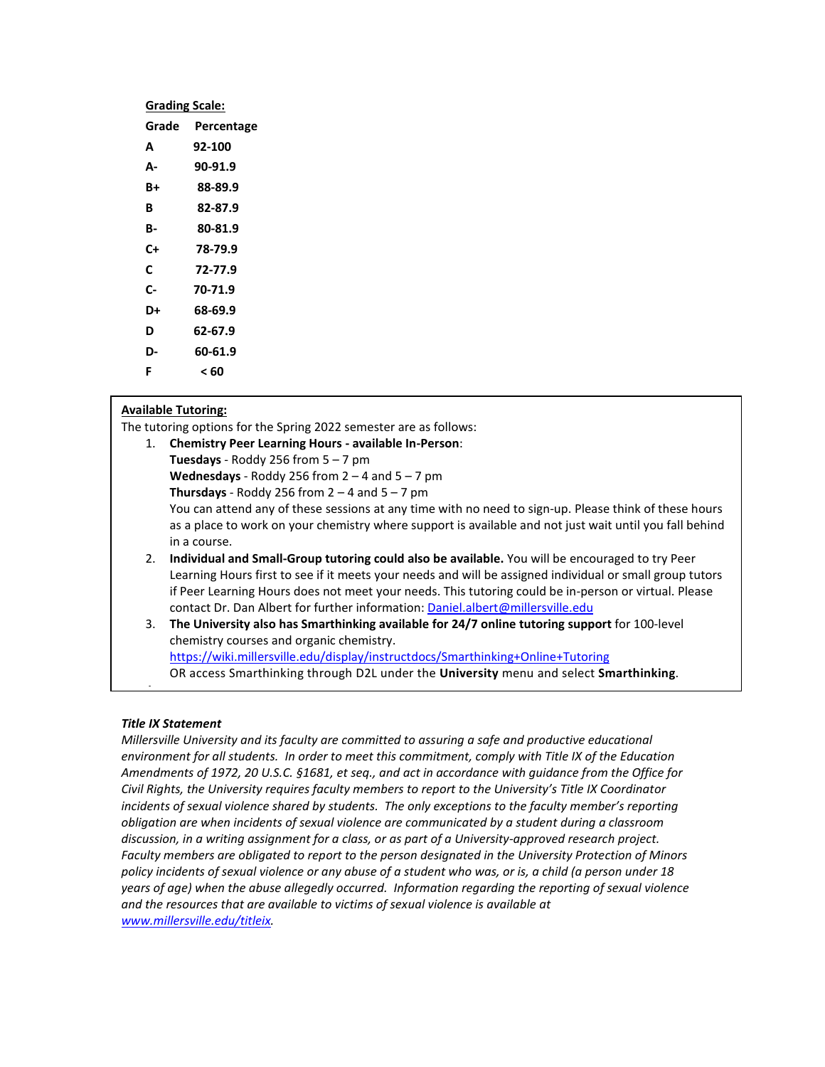**Grading Scale:**

| Grade | Percentage |
|---|---|
| **A** | **92-100** |
| **A-** | **90-91.9** |
| **B+** | **88-89.9** |
| **B** | **82-87.9** |
| **B-** | **80-81.9** |
| **C+** | **78-79.9** |
| **C** | **72-77.9** |
| **C-** | **70-71.9** |
| **D+** | **68-69.9** |
| **D** | **62-67.9** |
| **D-** | **60-61.9** |
| **F** | **< 60** |

**Available Tutoring:**

The tutoring options for the Spring 2022 semester are as follows:

1. **Chemistry Peer Learning Hours - available In-Person**:
   **Tuesdays** - Roddy 256 from 5 – 7 pm
   **Wednesdays** - Roddy 256 from 2 – 4 and 5 – 7 pm
   **Thursdays** - Roddy 256 from 2 – 4 and 5 – 7 pm
   You can attend any of these sessions at any time with no need to sign-up. Please think of these hours as a place to work on your chemistry where support is available and not just wait until you fall behind in a course.
2. **Individual and Small-Group tutoring could also be available.** You will be encouraged to try Peer Learning Hours first to see if it meets your needs and will be assigned individual or small group tutors if Peer Learning Hours does not meet your needs. This tutoring could be in-person or virtual. Please contact Dr. Dan Albert for further information: Daniel.albert@millersville.edu
3. **The University also has Smarthinking available for 24/7 online tutoring support** for 100-level chemistry courses and organic chemistry.
   https://wiki.millersville.edu/display/instructdocs/Smarthinking+Online+Tutoring
   OR access Smarthinking through D2L under the **University** menu and select **Smarthinking**.

***Title IX Statement***

*Millersville University and its faculty are committed to assuring a safe and productive educational environment for all students. In order to meet this commitment, comply with Title IX of the Education Amendments of 1972, 20 U.S.C. §1681, et seq., and act in accordance with guidance from the Office for Civil Rights, the University requires faculty members to report to the University's Title IX Coordinator incidents of sexual violence shared by students. The only exceptions to the faculty member's reporting obligation are when incidents of sexual violence are communicated by a student during a classroom discussion, in a writing assignment for a class, or as part of a University-approved research project. Faculty members are obligated to report to the person designated in the University Protection of Minors policy incidents of sexual violence or any abuse of a student who was, or is, a child (a person under 18 years of age) when the abuse allegedly occurred. Information regarding the reporting of sexual violence and the resources that are available to victims of sexual violence is available at www.millersville.edu/titleix.*